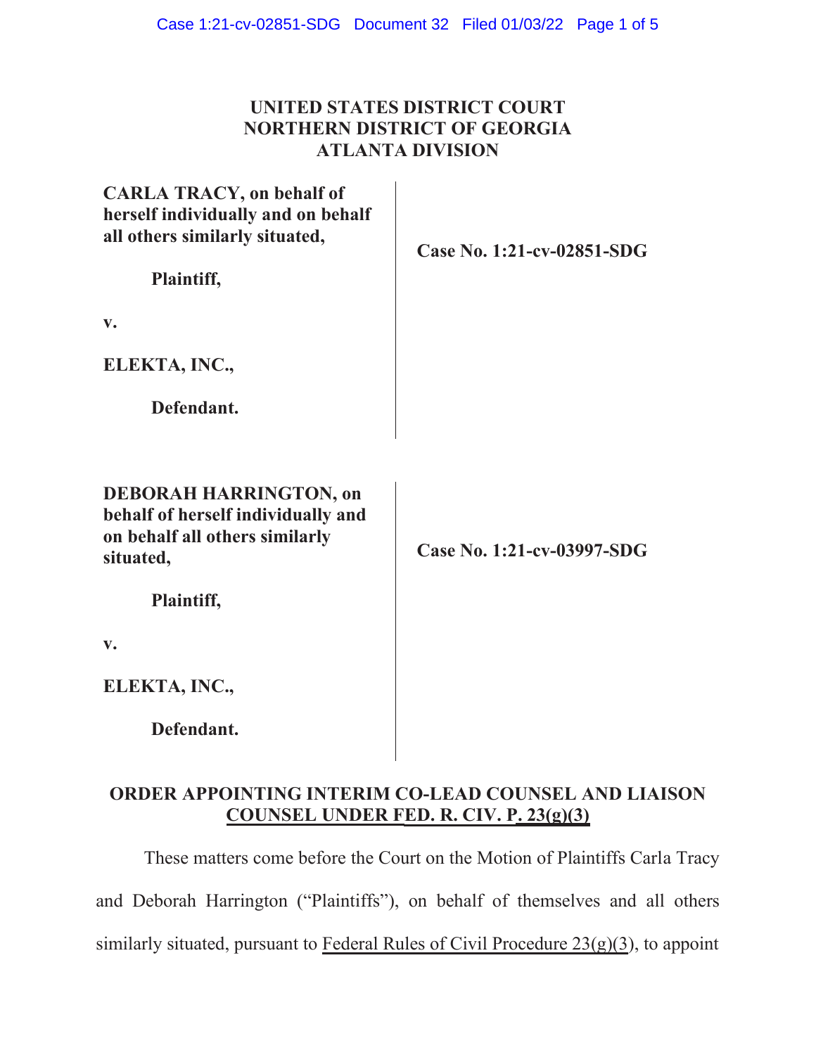**UNITED STATES DISTRICT COURT**
**NORTHERN DISTRICT OF GEORGIA**
**ATLANTA DIVISION**

**CARLA TRACY, on behalf of herself individually and on behalf all others similarly situated,**

**Plaintiff,**

**v.**

**ELEKTA, INC.,**

**Defendant.**

**Case No. 1:21-cv-02851-SDG**

**DEBORAH HARRINGTON, on behalf of herself individually and on behalf all others similarly situated,**

**Plaintiff,**

**v.**

**ELEKTA, INC.,**

**Defendant.**

**Case No. 1:21-cv-03997-SDG**

## ORDER APPOINTING INTERIM CO-LEAD COUNSEL AND LIAISON COUNSEL UNDER FED. R. CIV. P. 23(g)(3)

These matters come before the Court on the Motion of Plaintiffs Carla Tracy and Deborah Harrington ("Plaintiffs"), on behalf of themselves and all others similarly situated, pursuant to Federal Rules of Civil Procedure 23(g)(3), to appoint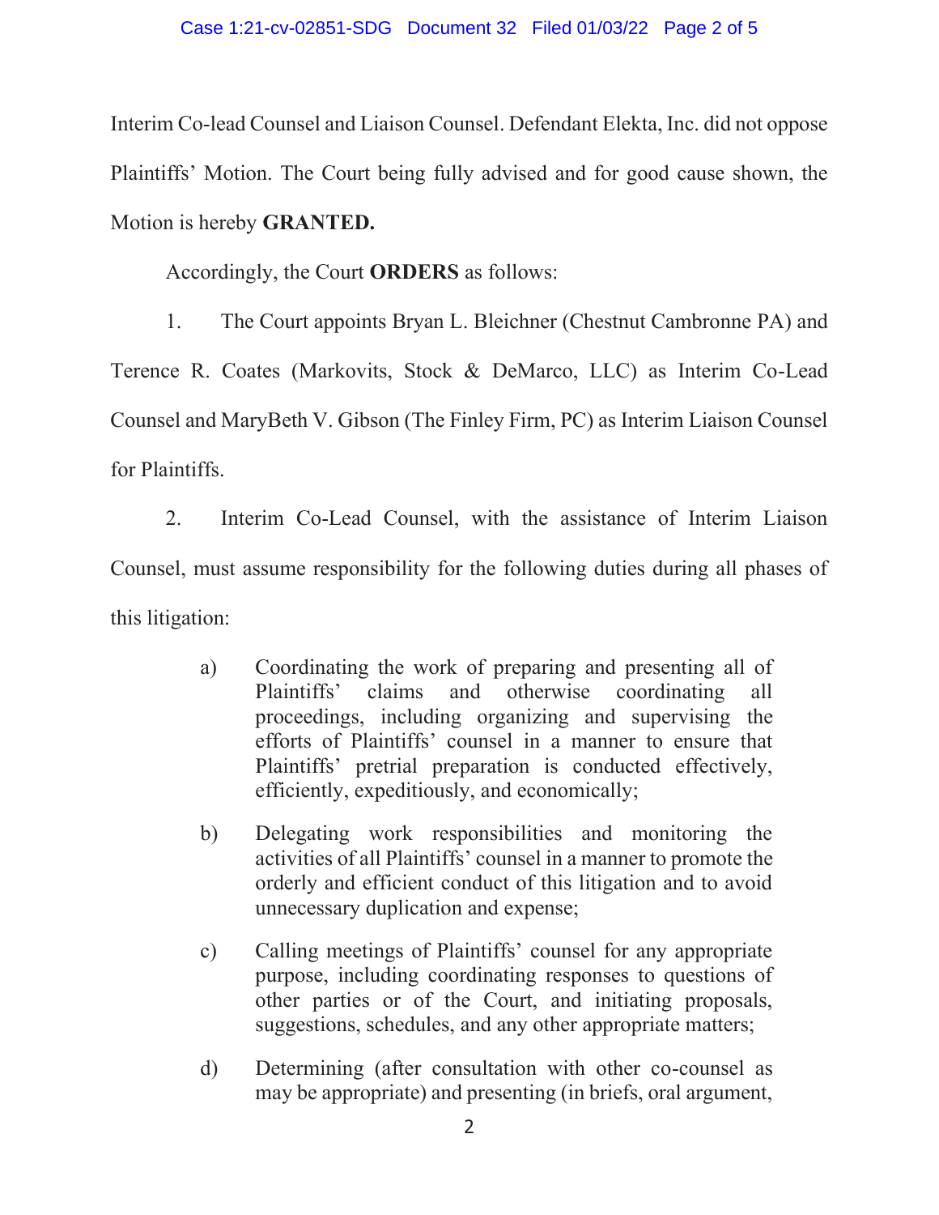Interim Co-lead Counsel and Liaison Counsel. Defendant Elekta, Inc. did not oppose Plaintiffs' Motion. The Court being fully advised and for good cause shown, the Motion is hereby **GRANTED.**

Accordingly, the Court **ORDERS** as follows:

1. The Court appoints Bryan L. Bleichner (Chestnut Cambronne PA) and Terence R. Coates (Markovits, Stock & DeMarco, LLC) as Interim Co-Lead Counsel and MaryBeth V. Gibson (The Finley Firm, PC) as Interim Liaison Counsel for Plaintiffs.

2. Interim Co-Lead Counsel, with the assistance of Interim Liaison Counsel, must assume responsibility for the following duties during all phases of this litigation:

   a) Coordinating the work of preparing and presenting all of Plaintiffs' claims and otherwise coordinating all proceedings, including organizing and supervising the efforts of Plaintiffs' counsel in a manner to ensure that Plaintiffs' pretrial preparation is conducted effectively, efficiently, expeditiously, and economically;

   b) Delegating work responsibilities and monitoring the activities of all Plaintiffs' counsel in a manner to promote the orderly and efficient conduct of this litigation and to avoid unnecessary duplication and expense;

   c) Calling meetings of Plaintiffs' counsel for any appropriate purpose, including coordinating responses to questions of other parties or of the Court, and initiating proposals, suggestions, schedules, and any other appropriate matters;

   d) Determining (after consultation with other co-counsel as may be appropriate) and presenting (in briefs, oral argument,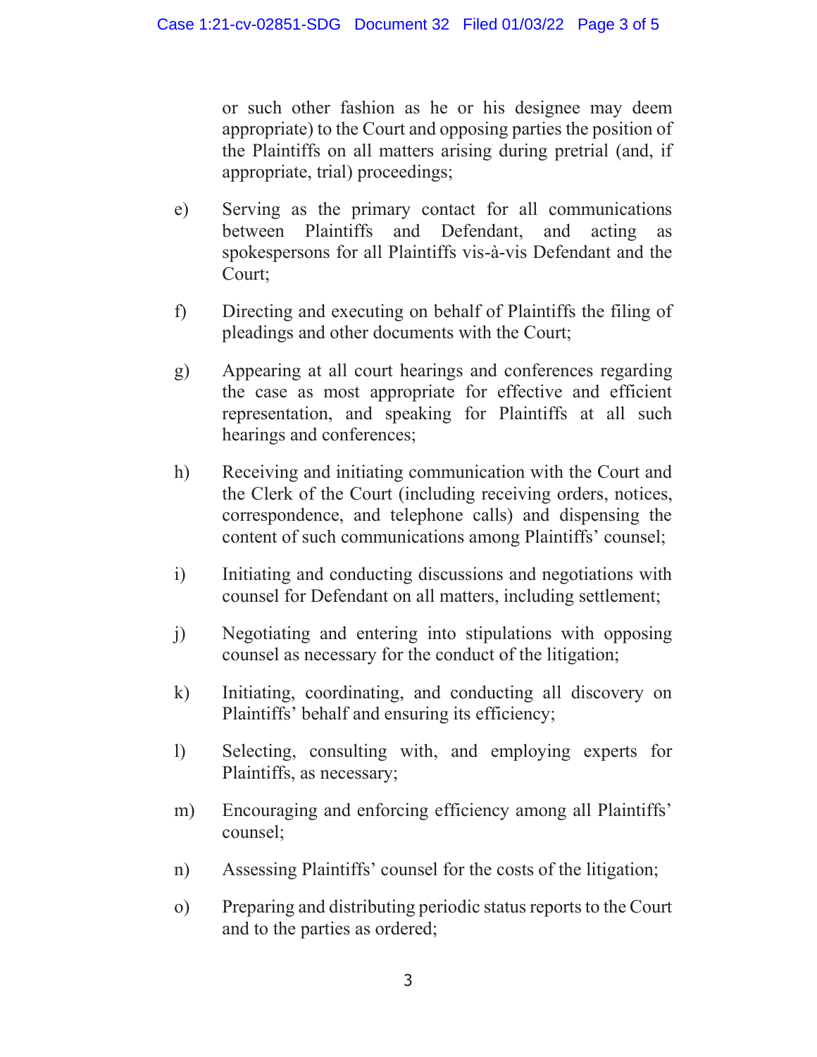or such other fashion as he or his designee may deem appropriate) to the Court and opposing parties the position of the Plaintiffs on all matters arising during pretrial (and, if appropriate, trial) proceedings;

e) Serving as the primary contact for all communications between Plaintiffs and Defendant, and acting as spokespersons for all Plaintiffs vis-à-vis Defendant and the Court;

f) Directing and executing on behalf of Plaintiffs the filing of pleadings and other documents with the Court;

g) Appearing at all court hearings and conferences regarding the case as most appropriate for effective and efficient representation, and speaking for Plaintiffs at all such hearings and conferences;

h) Receiving and initiating communication with the Court and the Clerk of the Court (including receiving orders, notices, correspondence, and telephone calls) and dispensing the content of such communications among Plaintiffs' counsel;

i) Initiating and conducting discussions and negotiations with counsel for Defendant on all matters, including settlement;

j) Negotiating and entering into stipulations with opposing counsel as necessary for the conduct of the litigation;

k) Initiating, coordinating, and conducting all discovery on Plaintiffs' behalf and ensuring its efficiency;

l) Selecting, consulting with, and employing experts for Plaintiffs, as necessary;

m) Encouraging and enforcing efficiency among all Plaintiffs' counsel;

n) Assessing Plaintiffs' counsel for the costs of the litigation;

o) Preparing and distributing periodic status reports to the Court and to the parties as ordered;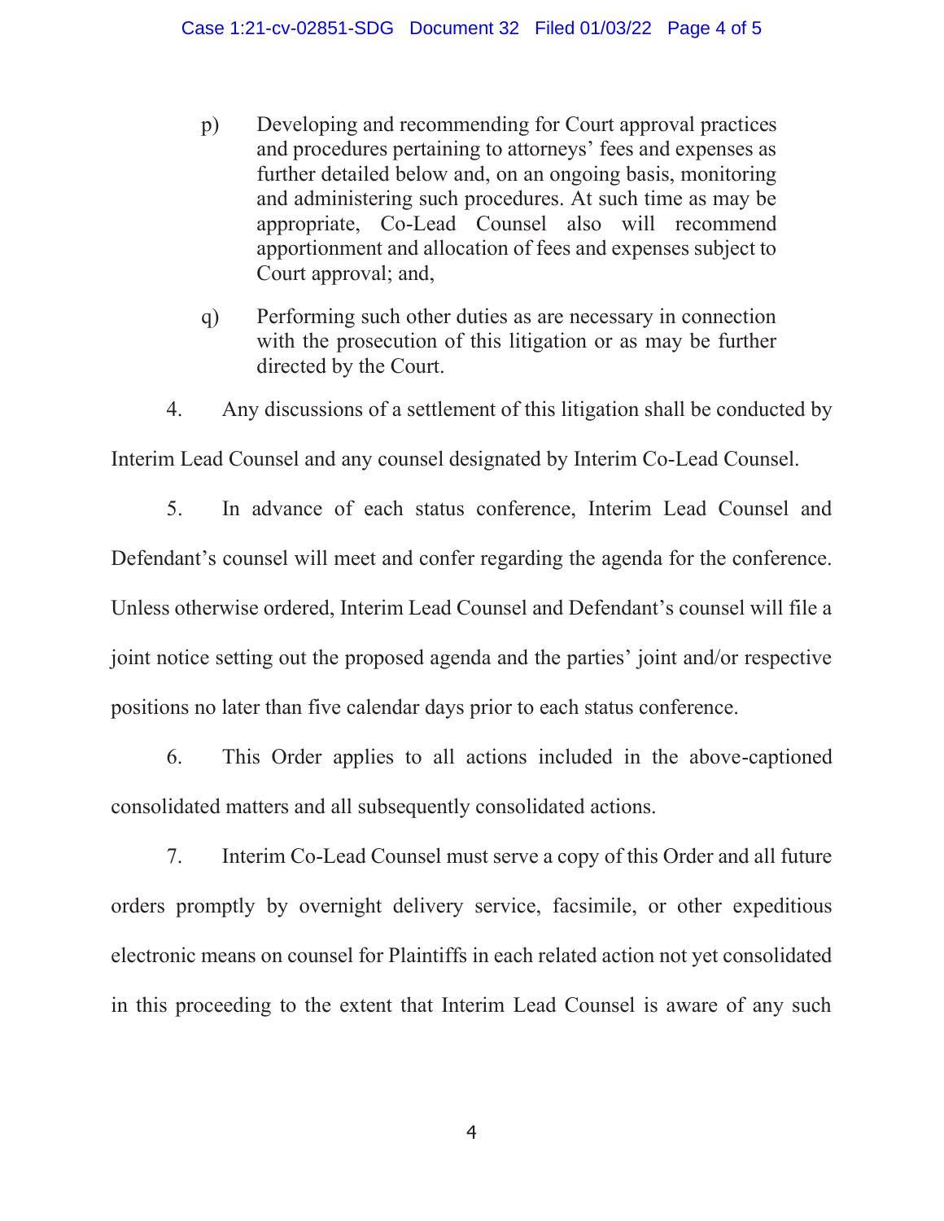p) Developing and recommending for Court approval practices and procedures pertaining to attorneys' fees and expenses as further detailed below and, on an ongoing basis, monitoring and administering such procedures. At such time as may be appropriate, Co-Lead Counsel also will recommend apportionment and allocation of fees and expenses subject to Court approval; and,

q) Performing such other duties as are necessary in connection with the prosecution of this litigation or as may be further directed by the Court.

4. Any discussions of a settlement of this litigation shall be conducted by Interim Lead Counsel and any counsel designated by Interim Co-Lead Counsel.

5. In advance of each status conference, Interim Lead Counsel and Defendant's counsel will meet and confer regarding the agenda for the conference. Unless otherwise ordered, Interim Lead Counsel and Defendant's counsel will file a joint notice setting out the proposed agenda and the parties' joint and/or respective positions no later than five calendar days prior to each status conference.

6. This Order applies to all actions included in the above-captioned consolidated matters and all subsequently consolidated actions.

7. Interim Co-Lead Counsel must serve a copy of this Order and all future orders promptly by overnight delivery service, facsimile, or other expeditious electronic means on counsel for Plaintiffs in each related action not yet consolidated in this proceeding to the extent that Interim Lead Counsel is aware of any such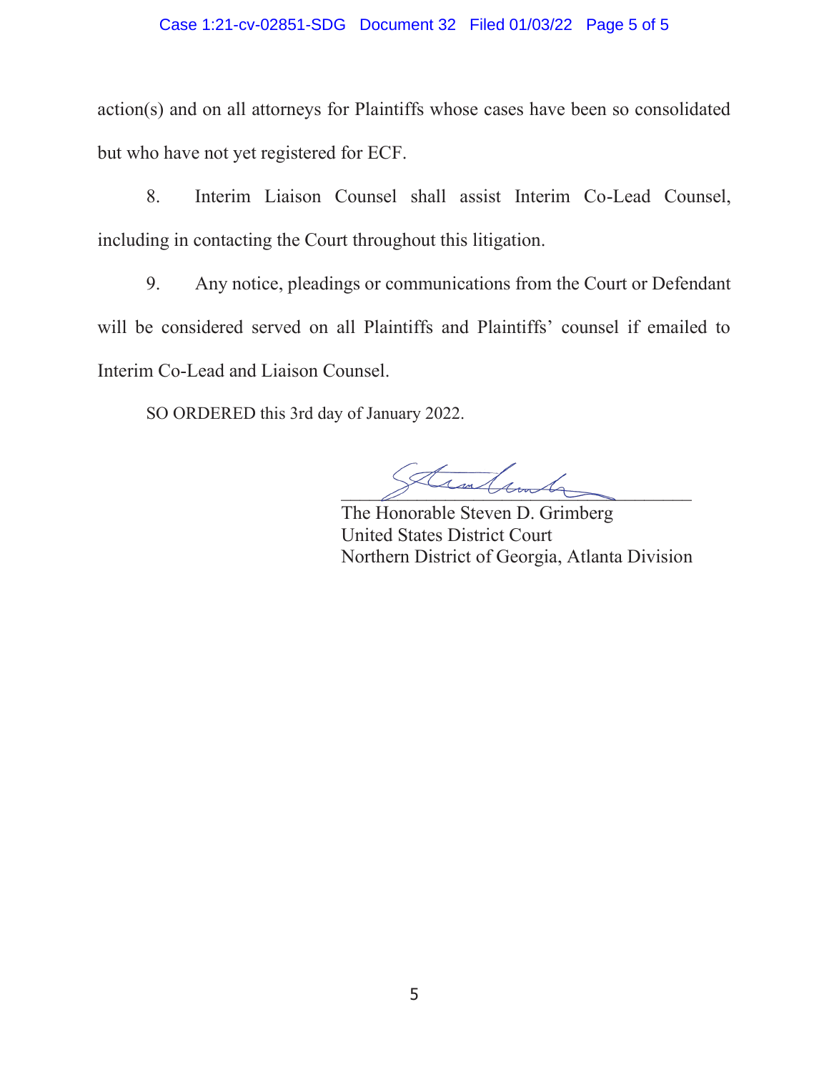action(s) and on all attorneys for Plaintiffs whose cases have been so consolidated but who have not yet registered for ECF.

8. Interim Liaison Counsel shall assist Interim Co-Lead Counsel, including in contacting the Court throughout this litigation.

9. Any notice, pleadings or communications from the Court or Defendant will be considered served on all Plaintiffs and Plaintiffs' counsel if emailed to Interim Co-Lead and Liaison Counsel.

SO ORDERED this 3rd day of January 2022.

_________________________________
The Honorable Steven D. Grimberg
United States District Court
Northern District of Georgia, Atlanta Division